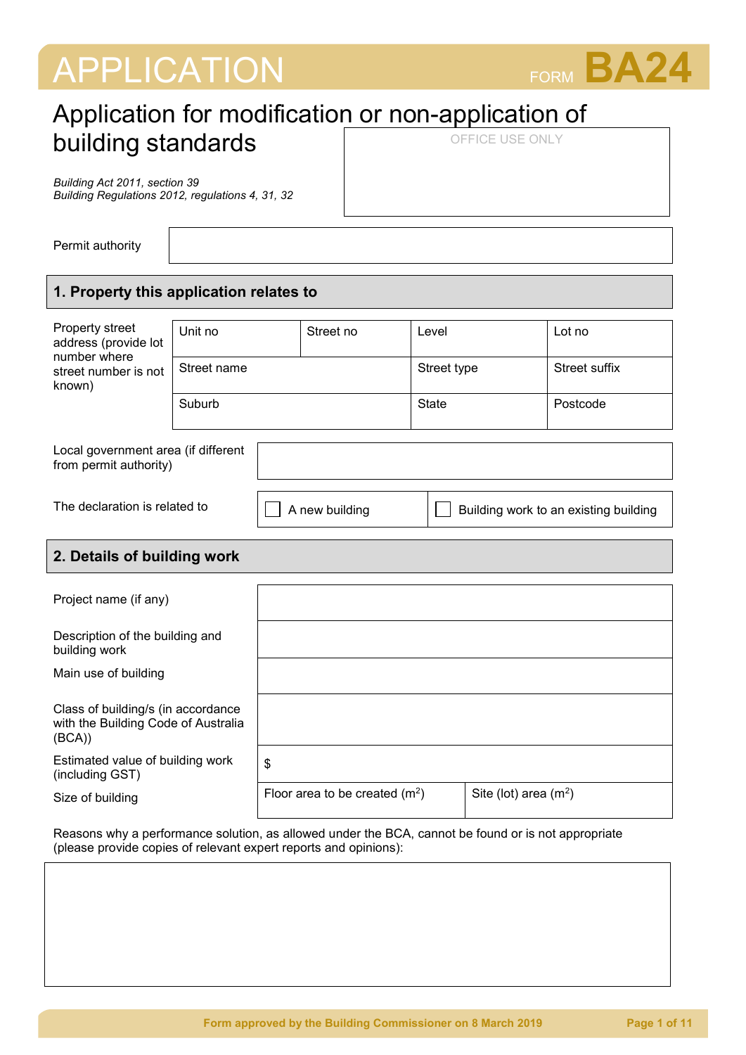# APPLICATION

FORM **BA24**

## Application for modification or non-application of building standards

*Building Act 2011, section 39*
*Building Regulations 2012, regulations 4, 31, 32*

| OFFICE USE ONLY |
|---|
| |

| Permit authority | |
|---|---|

## 1. Property this application relates to

| Property street address (provide lot number where street number is not known) | Unit no | Street no | Level | Lot no |
|---|---|---|---|---|
| | Street name | | Street type | Street suffix |
| | Suburb | | State | Postcode |

| Local government area (if different from permit authority) | |
|---|---|

| The declaration is related to | ☐ A new building | ☐ Building work to an existing building |
|---|---|---|

## 2. Details of building work

| Project name (if any) | | |
|---|---|---|
| Description of the building and building work | | |
| Main use of building | | |
| Class of building/s (in accordance with the Building Code of Australia (BCA)) | | |
| Estimated value of building work (including GST) | $ | |
| Size of building | Floor area to be created ($m^2$) | Site (lot) area ($m^2$) |

Reasons why a performance solution, as allowed under the BCA, cannot be found or is not appropriate (please provide copies of relevant expert reports and opinions):

| |
|---|
| |

Form approved by the Building Commissioner on 8 March 2019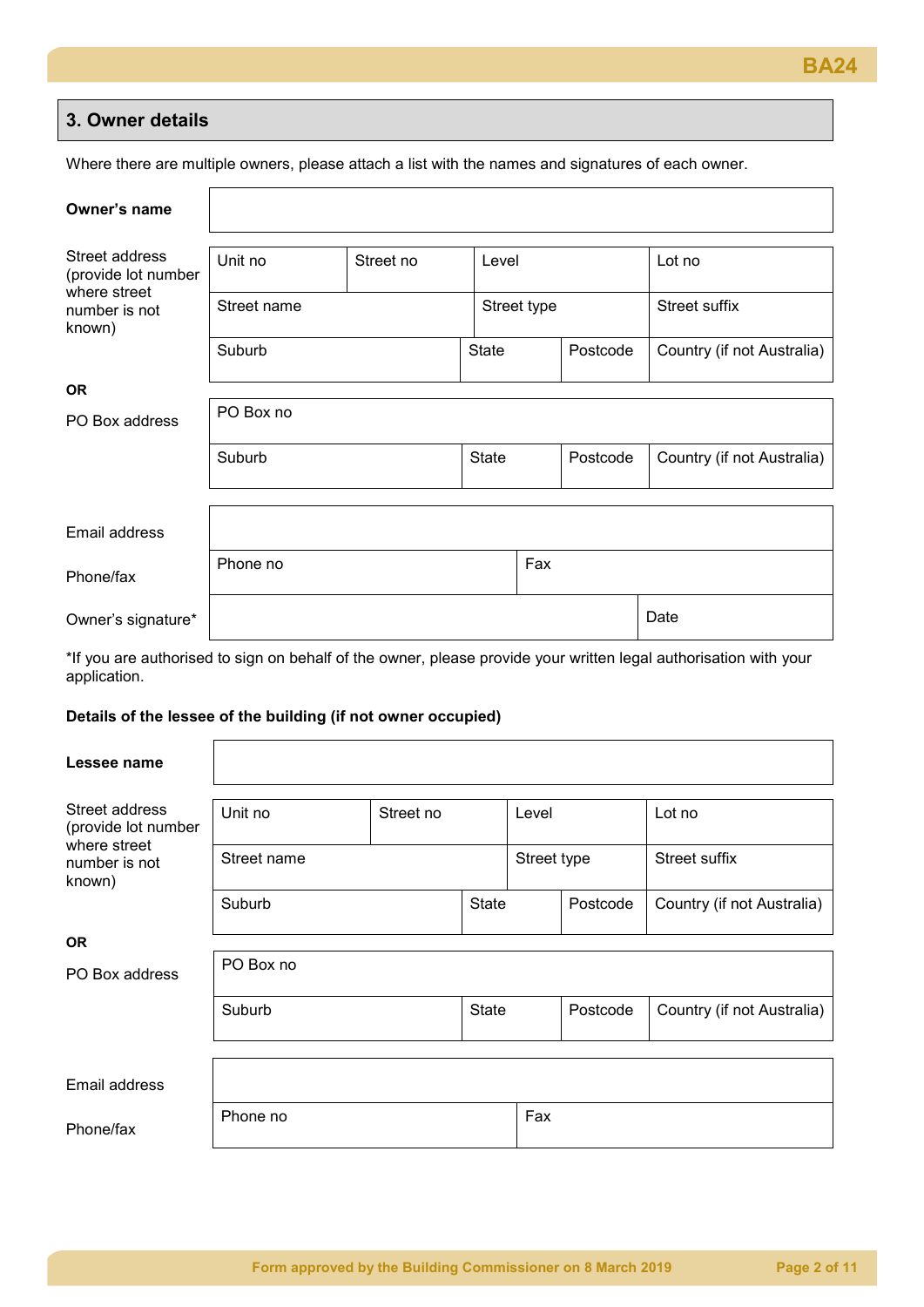## 3. Owner details

Where there are multiple owners, please attach a list with the names and signatures of each owner.

| **Owner's name** | | | | |
|---|---|---|---|---|
| Street address (provide lot number where street number is not known) | Unit no | Street no | Level | Lot no |
| | Street name | | Street type | Street suffix |
| | Suburb | State | Postcode | Country (if not Australia) |
| **OR** | | | | |
| PO Box address | PO Box no | | | |
| | Suburb | State | Postcode | Country (if not Australia) |
| Email address | | | | |
| Phone/fax | Phone no | | Fax | |
| Owner's signature* | | | Date | |

*If you are authorised to sign on behalf of the owner, please provide your written legal authorisation with your application.

**Details of the lessee of the building (if not owner occupied)**

| **Lessee name** | | | | |
|---|---|---|---|---|
| Street address (provide lot number where street number is not known) | Unit no | Street no | Level | Lot no |
| | Street name | | Street type | Street suffix |
| | Suburb | State | Postcode | Country (if not Australia) |
| **OR** | | | | |
| PO Box address | PO Box no | | | |
| | Suburb | State | Postcode | Country (if not Australia) |
| Email address | | | | |
| Phone/fax | Phone no | | Fax | |

Form approved by the Building Commissioner on 8 March 2019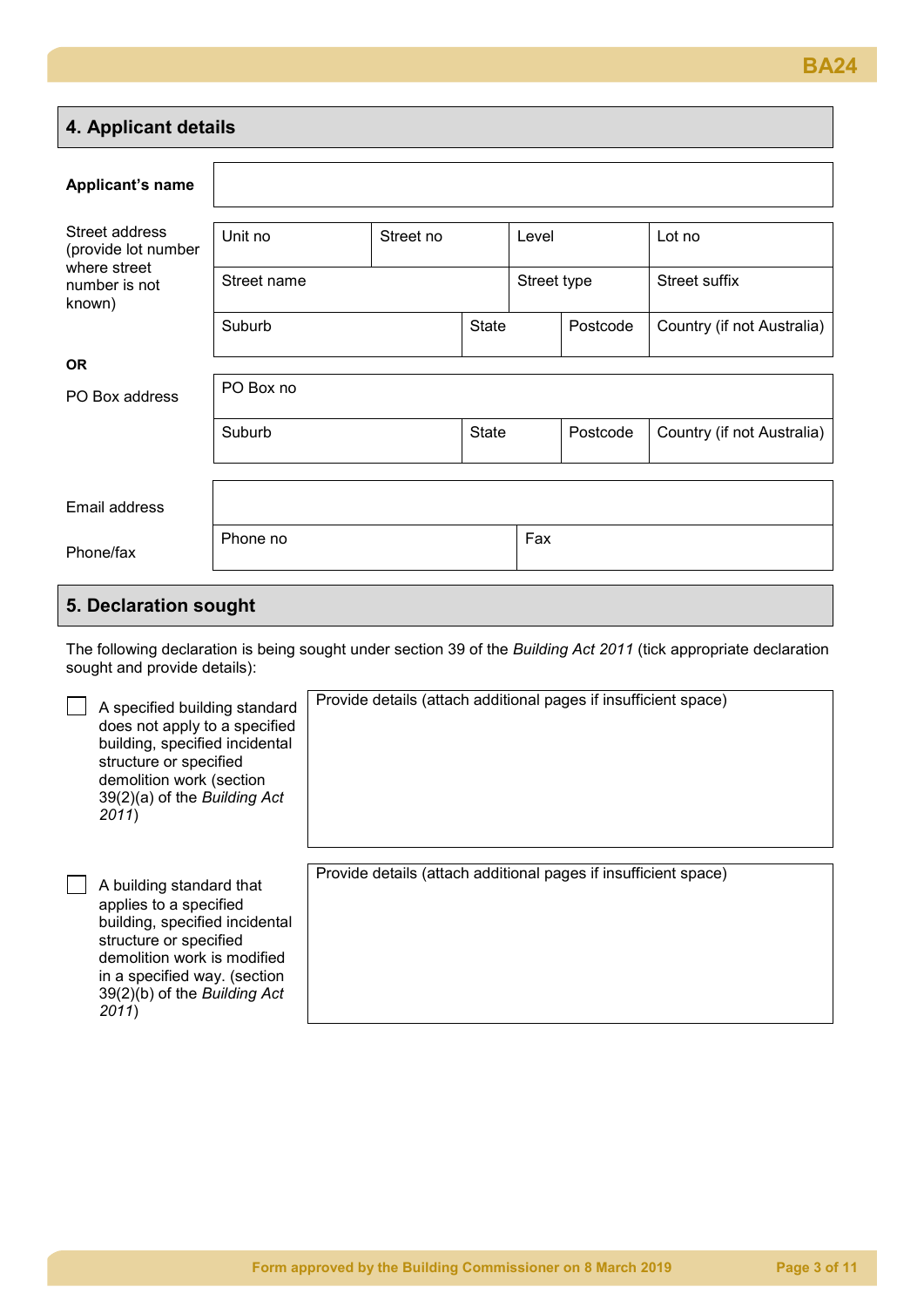## 4. Applicant details

**Applicant's name**

| | | | | |
|---|---|---|---|---|
| Street address (provide lot number where street number is not known) | Unit no | Street no | Level | Lot no |
| | Street name | | Street type | Street suffix |
| | Suburb | State | Postcode | Country (if not Australia) |

**OR**

| | | | | |
|---|---|---|---|---|
| PO Box address | PO Box no | | | |
| | Suburb | State | Postcode | Country (if not Australia) |

| | | |
|---|---|---|
| Email address | | |
| Phone/fax | Phone no | Fax |

## 5. Declaration sought

The following declaration is being sought under section 39 of the *Building Act 2011* (tick appropriate declaration sought and provide details):

☐ A specified building standard does not apply to a specified building, specified incidental structure or specified demolition work (section 39(2)(a) of the *Building Act 2011*)

Provide details (attach additional pages if insufficient space)

☐ A building standard that applies to a specified building, specified incidental structure or specified demolition work is modified in a specified way. (section 39(2)(b) of the *Building Act 2011*)

Provide details (attach additional pages if insufficient space)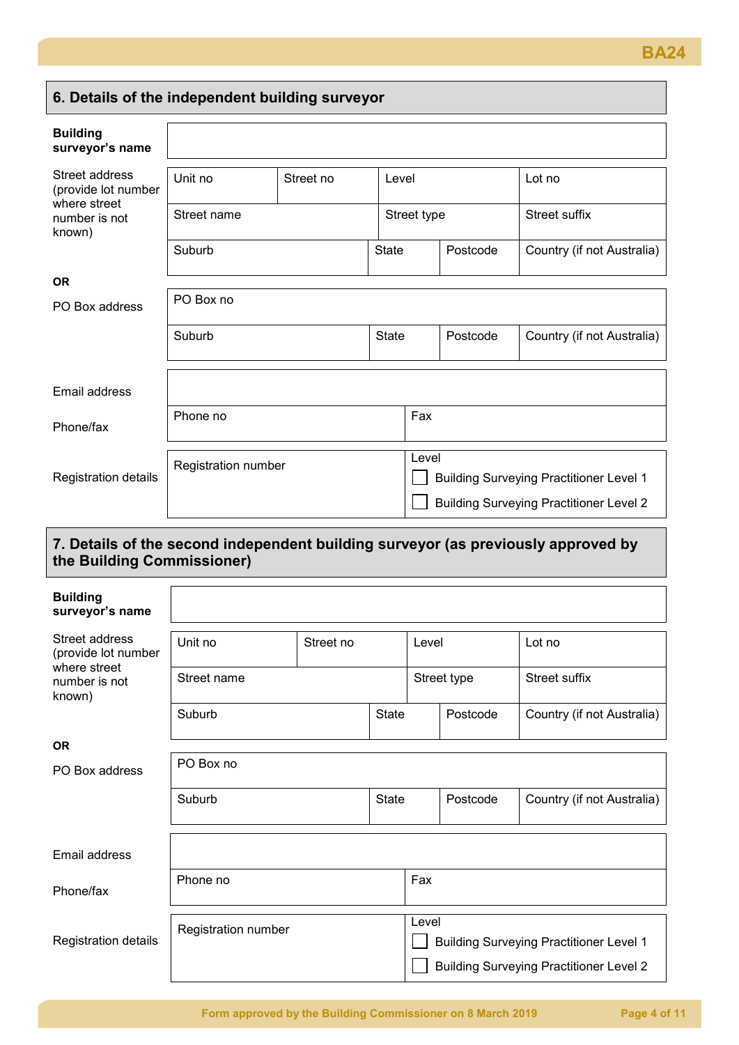## 6. Details of the independent building surveyor

**Building surveyor's name**

Street address (provide lot number where street number is not known)

| Unit no | Street no | Level | Lot no |
|---|---|---|---|
| Street name | | Street type | Street suffix |
| Suburb | State | Postcode | Country (if not Australia) |

**OR**

PO Box address

| PO Box no | | | |
|---|---|---|---|
| Suburb | State | Postcode | Country (if not Australia) |

Email address

Phone/fax

| Phone no | Fax |
|---|---|

Registration details

| Registration number | Level |
|---|---|
| | ☐ Building Surveying Practitioner Level 1 |
| | ☐ Building Surveying Practitioner Level 2 |

## 7. Details of the second independent building surveyor (as previously approved by the Building Commissioner)

**Building surveyor's name**

Street address (provide lot number where street number is not known)

| Unit no | Street no | Level | Lot no |
|---|---|---|---|
| Street name | | Street type | Street suffix |
| Suburb | State | Postcode | Country (if not Australia) |

**OR**

PO Box address

| PO Box no | | | |
|---|---|---|---|
| Suburb | State | Postcode | Country (if not Australia) |

Email address

Phone/fax

| Phone no | Fax |
|---|---|

Registration details

| Registration number | Level |
|---|---|
| | ☐ Building Surveying Practitioner Level 1 |
| | ☐ Building Surveying Practitioner Level 2 |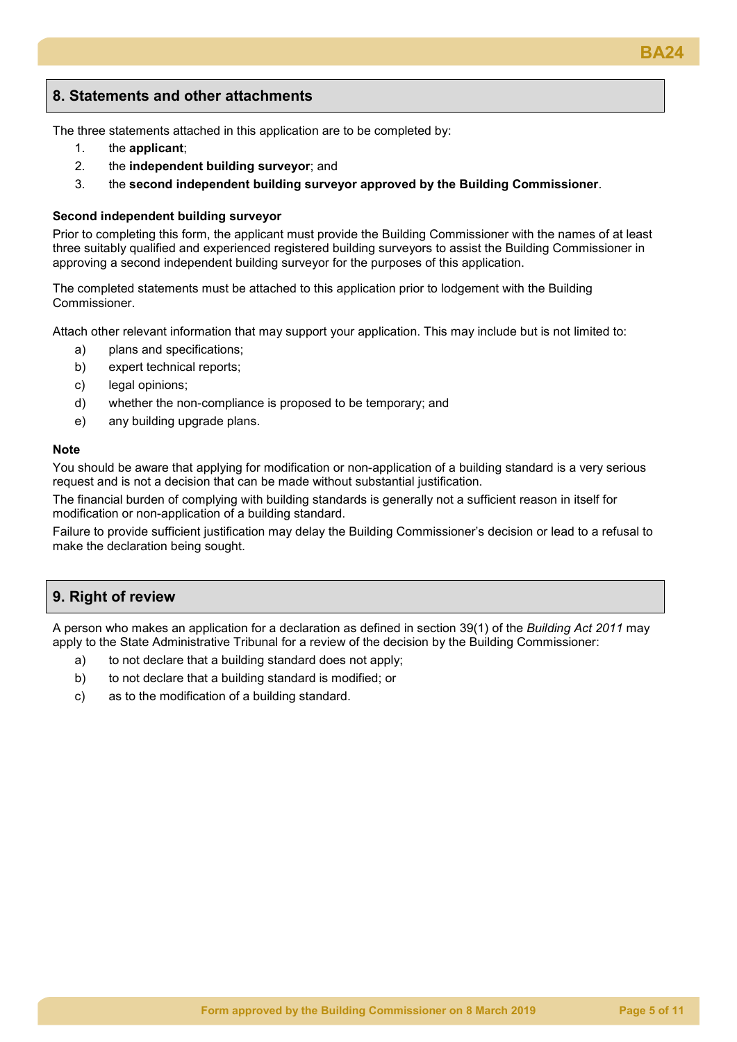## 8. Statements and other attachments

The three statements attached in this application are to be completed by:

1. the **applicant**;
2. the **independent building surveyor**; and
3. the **second independent building surveyor approved by the Building Commissioner**.

**Second independent building surveyor**

Prior to completing this form, the applicant must provide the Building Commissioner with the names of at least three suitably qualified and experienced registered building surveyors to assist the Building Commissioner in approving a second independent building surveyor for the purposes of this application.

The completed statements must be attached to this application prior to lodgement with the Building Commissioner.

Attach other relevant information that may support your application. This may include but is not limited to:

a) plans and specifications;
b) expert technical reports;
c) legal opinions;
d) whether the non-compliance is proposed to be temporary; and
e) any building upgrade plans.

**Note**

You should be aware that applying for modification or non-application of a building standard is a very serious request and is not a decision that can be made without substantial justification.

The financial burden of complying with building standards is generally not a sufficient reason in itself for modification or non-application of a building standard.

Failure to provide sufficient justification may delay the Building Commissioner's decision or lead to a refusal to make the declaration being sought.

## 9. Right of review

A person who makes an application for a declaration as defined in section 39(1) of the *Building Act 2011* may apply to the State Administrative Tribunal for a review of the decision by the Building Commissioner:

a) to not declare that a building standard does not apply;
b) to not declare that a building standard is modified; or
c) as to the modification of a building standard.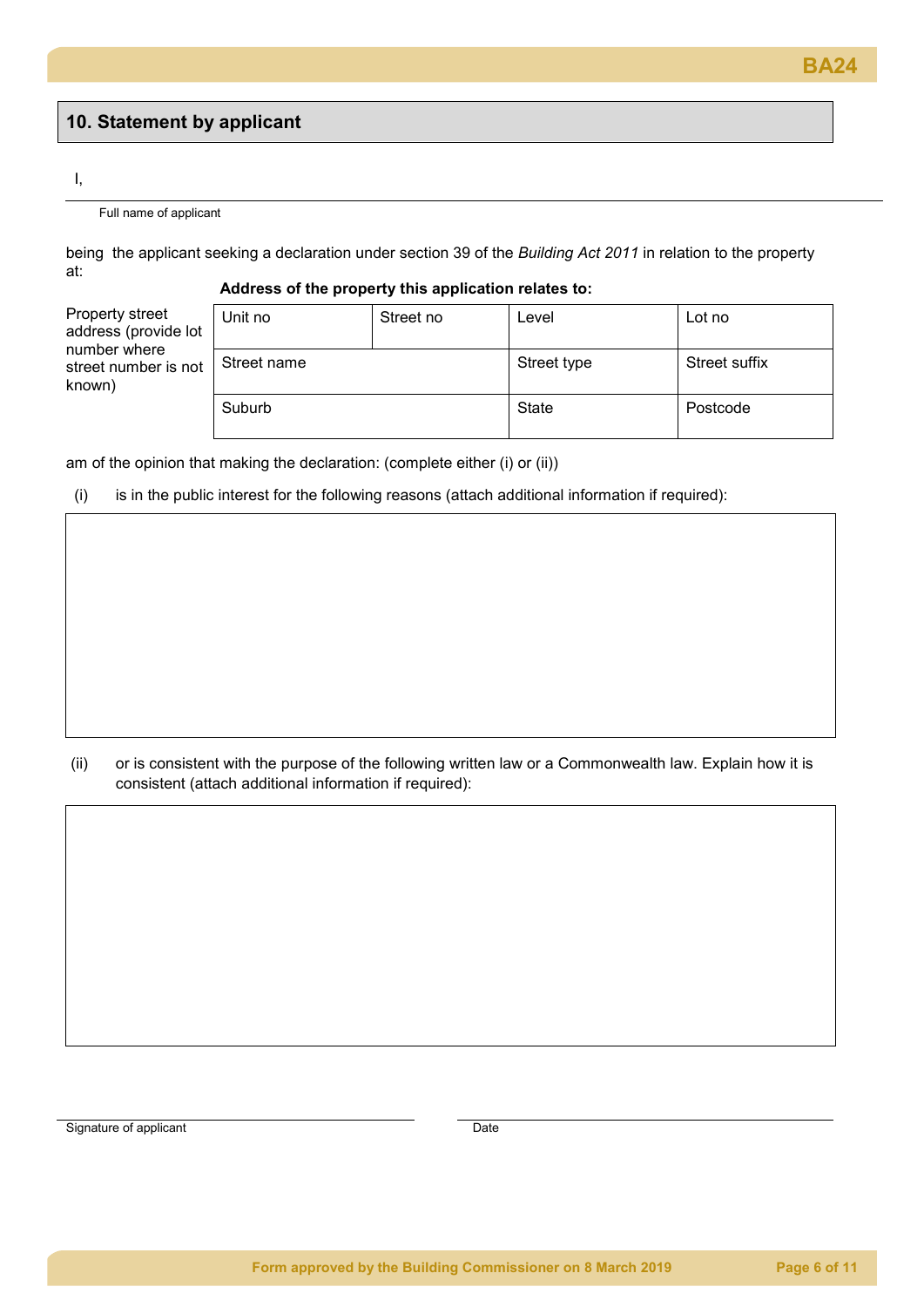## 10. Statement by applicant

I,

Full name of applicant

being the applicant seeking a declaration under section 39 of the *Building Act 2011* in relation to the property at:

**Address of the property this application relates to:**

Property street address (provide lot number where street number is not known)

| Unit no | Street no | Level | Lot no |
|---|---|---|---|
| Street name | | Street type | Street suffix |
| Suburb | | State | Postcode |

am of the opinion that making the declaration: (complete either (i) or (ii))

(i) is in the public interest for the following reasons (attach additional information if required):

(ii) or is consistent with the purpose of the following written law or a Commonwealth law. Explain how it is consistent (attach additional information if required):

Signature of applicant

Date

Form approved by the Building Commissioner on 8 March 2019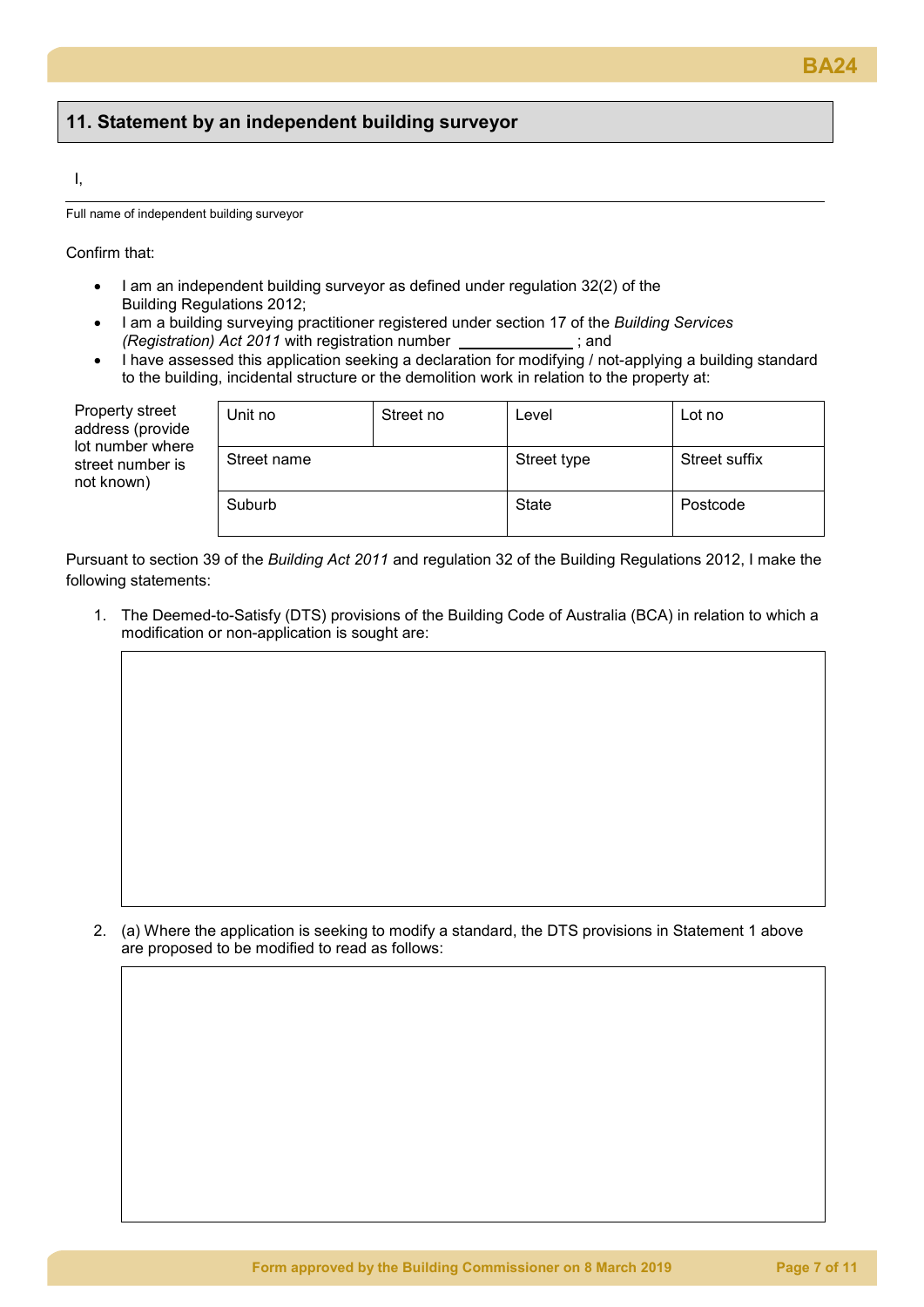## 11. Statement by an independent building surveyor

I,

______________________________________________

Full name of independent building surveyor

Confirm that:

- I am an independent building surveyor as defined under regulation 32(2) of the Building Regulations 2012;
- I am a building surveying practitioner registered under section 17 of the *Building Services (Registration) Act 2011* with registration number ____________ ; and
- I have assessed this application seeking a declaration for modifying / not-applying a building standard to the building, incidental structure or the demolition work in relation to the property at:

| Property street address (provide lot number where street number is not known) | Unit no | Street no | Level | Lot no |
|---|---|---|---|---|
| | Street name | | Street type | Street suffix |
| | Suburb | | State | Postcode |

Pursuant to section 39 of the *Building Act 2011* and regulation 32 of the Building Regulations 2012, I make the following statements:

1. The Deemed-to-Satisfy (DTS) provisions of the Building Code of Australia (BCA) in relation to which a modification or non-application is sought are:

2. (a) Where the application is seeking to modify a standard, the DTS provisions in Statement 1 above are proposed to be modified to read as follows: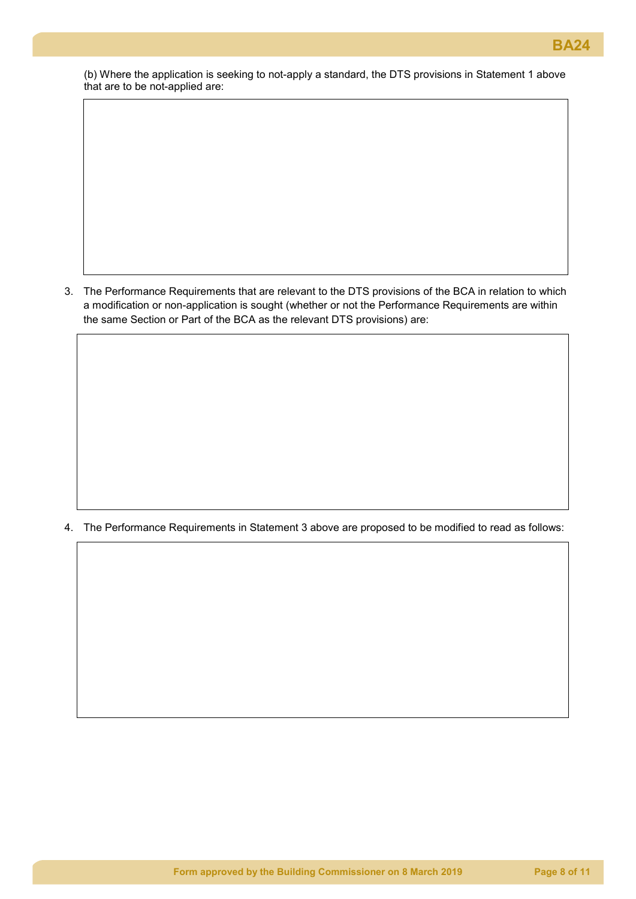(b) Where the application is seeking to not-apply a standard, the DTS provisions in Statement 1 above that are to be not-applied are:

3. The Performance Requirements that are relevant to the DTS provisions of the BCA in relation to which a modification or non-application is sought (whether or not the Performance Requirements are within the same Section or Part of the BCA as the relevant DTS provisions) are:

4. The Performance Requirements in Statement 3 above are proposed to be modified to read as follows: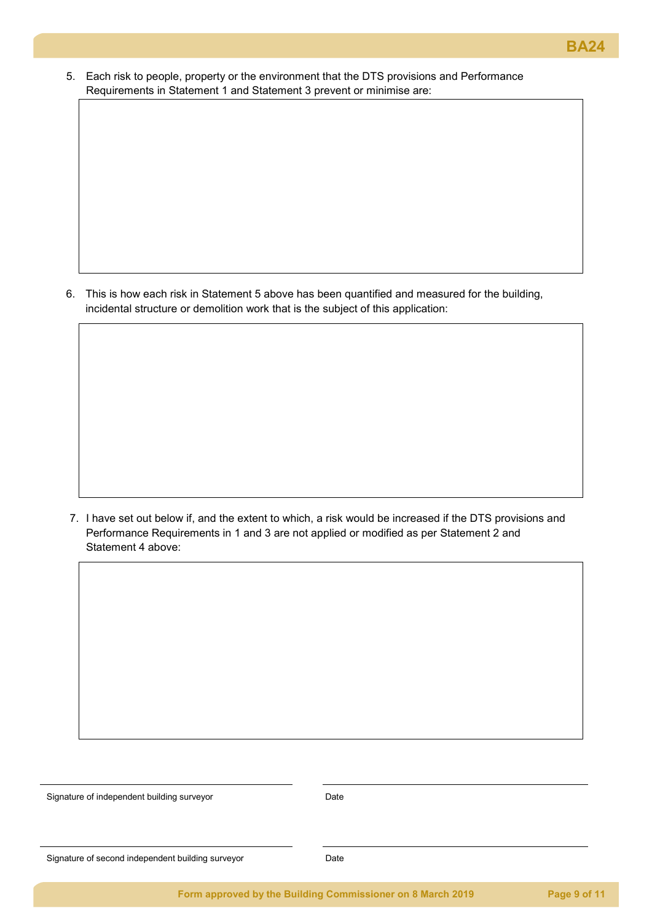5. Each risk to people, property or the environment that the DTS provisions and Performance Requirements in Statement 1 and Statement 3 prevent or minimise are:

6. This is how each risk in Statement 5 above has been quantified and measured for the building, incidental structure or demolition work that is the subject of this application:

7. I have set out below if, and the extent to which, a risk would be increased if the DTS provisions and Performance Requirements in 1 and 3 are not applied or modified as per Statement 2 and Statement 4 above:

| | |
|---|---|
| Signature of independent building surveyor | Date |
| Signature of second independent building surveyor | Date |

Form approved by the Building Commissioner on 8 March 2019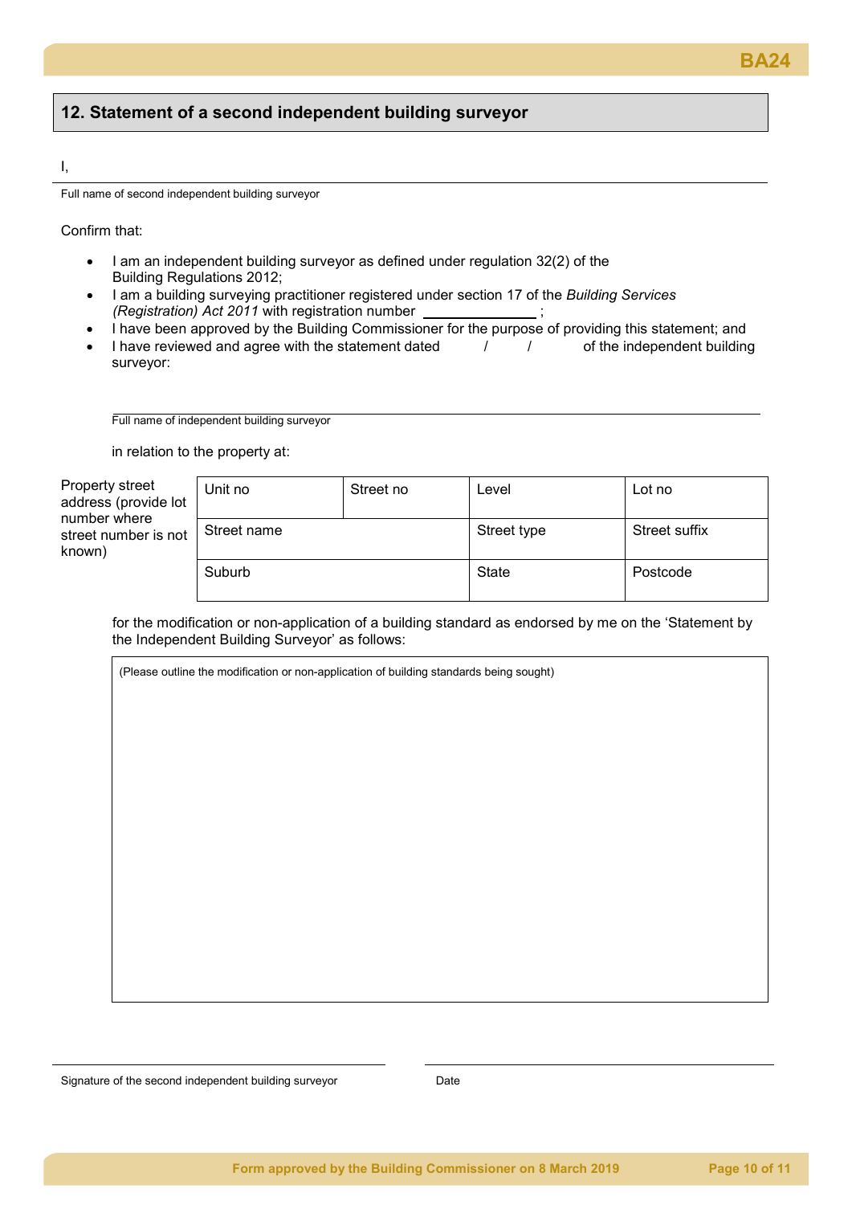## 12. Statement of a second independent building surveyor

I,

______________________________________________

Full name of second independent building surveyor

Confirm that:

- I am an independent building surveyor as defined under regulation 32(2) of the Building Regulations 2012;
- I am a building surveying practitioner registered under section 17 of the *Building Services (Registration) Act 2011* with registration number ______________ ;
- I have been approved by the Building Commissioner for the purpose of providing this statement; and
- I have reviewed and agree with the statement dated / / of the independent building surveyor:

______________________________________________

Full name of independent building surveyor

in relation to the property at:

| Property street address (provide lot number where street number is not known) | Unit no | Street no | Level | Lot no |
|---|---|---|---|---|
| | Street name | | Street type | Street suffix |
| | Suburb | | State | Postcode |

for the modification or non-application of a building standard as endorsed by me on the 'Statement by the Independent Building Surveyor' as follows:

(Please outline the modification or non-application of building standards being sought)

______________________________________________

Signature of the second independent building surveyor

______________________________________________

Date

Form approved by the Building Commissioner on 8 March 2019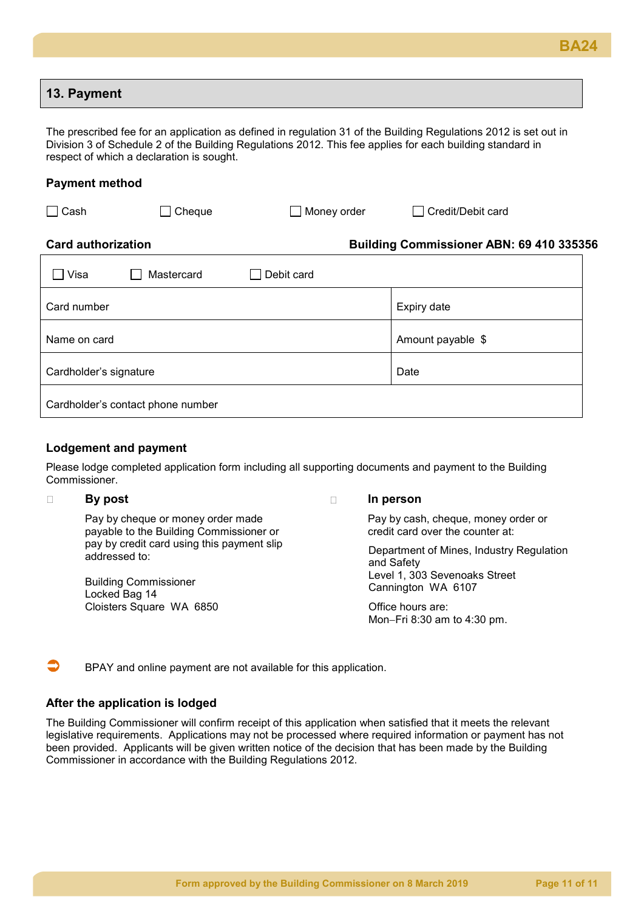## 13. Payment

The prescribed fee for an application as defined in regulation 31 of the Building Regulations 2012 is set out in Division 3 of Schedule 2 of the Building Regulations 2012. This fee applies for each building standard in respect of which a declaration is sought.

### Payment method

☐ Cash ☐ Cheque ☐ Money order ☐ Credit/Debit card

**Card authorization** **Building Commissioner ABN: 69 410 335356**

| | |
|---|---|
| ☐ Visa ☐ Mastercard ☐ Debit card | |
| Card number | Expiry date |
| Name on card | Amount payable $ |
| Cardholder's signature | Date |
| Cardholder's contact phone number | |

### Lodgement and payment

Please lodge completed application form including all supporting documents and payment to the Building Commissioner.

**By post**

Pay by cheque or money order made payable to the Building Commissioner or pay by credit card using this payment slip addressed to:

Building Commissioner
Locked Bag 14
Cloisters Square WA 6850

**In person**

Pay by cash, cheque, money order or credit card over the counter at:

Department of Mines, Industry Regulation and Safety
Level 1, 303 Sevenoaks Street
Cannington WA 6107

Office hours are:
Mon–Fri 8:30 am to 4:30 pm.

BPAY and online payment are not available for this application.

### After the application is lodged

The Building Commissioner will confirm receipt of this application when satisfied that it meets the relevant legislative requirements. Applications may not be processed where required information or payment has not been provided. Applicants will be given written notice of the decision that has been made by the Building Commissioner in accordance with the Building Regulations 2012.

Form approved by the Building Commissioner on 8 March 2019